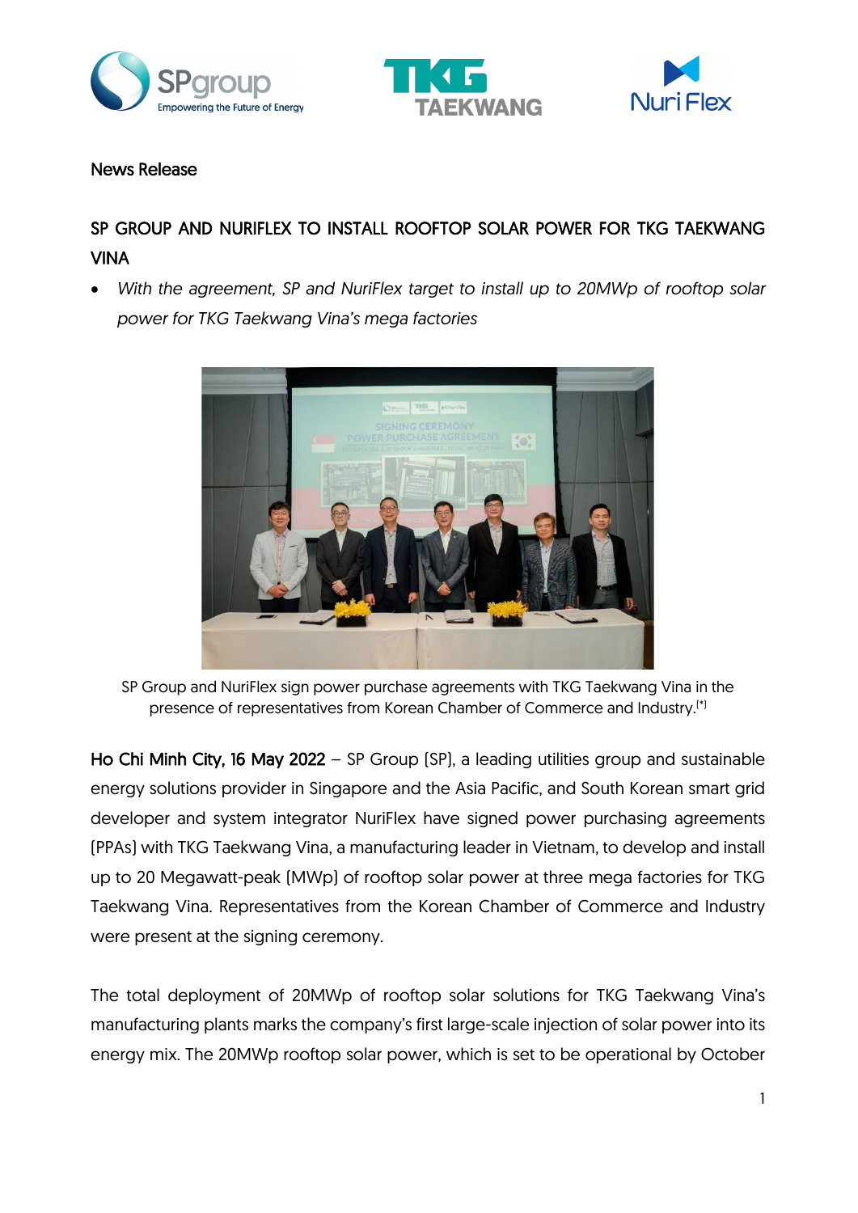News Release

## SP GROUP AND NURIFLEX TO INSTALL ROOFTOP SOLAR POWER FOR TKG TAEKWANG VINA

- *With the agreement, SP and NuriFlex target to install up to 20MWp of rooftop solar power for TKG Taekwang Vina's mega factories*

SP Group and NuriFlex sign power purchase agreements with TKG Taekwang Vina in the presence of representatives from Korean Chamber of Commerce and Industry.[*]

**Ho Chi Minh City, 16 May 2022** – SP Group (SP), a leading utilities group and sustainable energy solutions provider in Singapore and the Asia Pacific, and South Korean smart grid developer and system integrator NuriFlex have signed power purchasing agreements (PPAs) with TKG Taekwang Vina, a manufacturing leader in Vietnam, to develop and install up to 20 Megawatt-peak (MWp) of rooftop solar power at three mega factories for TKG Taekwang Vina. Representatives from the Korean Chamber of Commerce and Industry were present at the signing ceremony.

The total deployment of 20MWp of rooftop solar solutions for TKG Taekwang Vina's manufacturing plants marks the company's first large-scale injection of solar power into its energy mix. The 20MWp rooftop solar power, which is set to be operational by October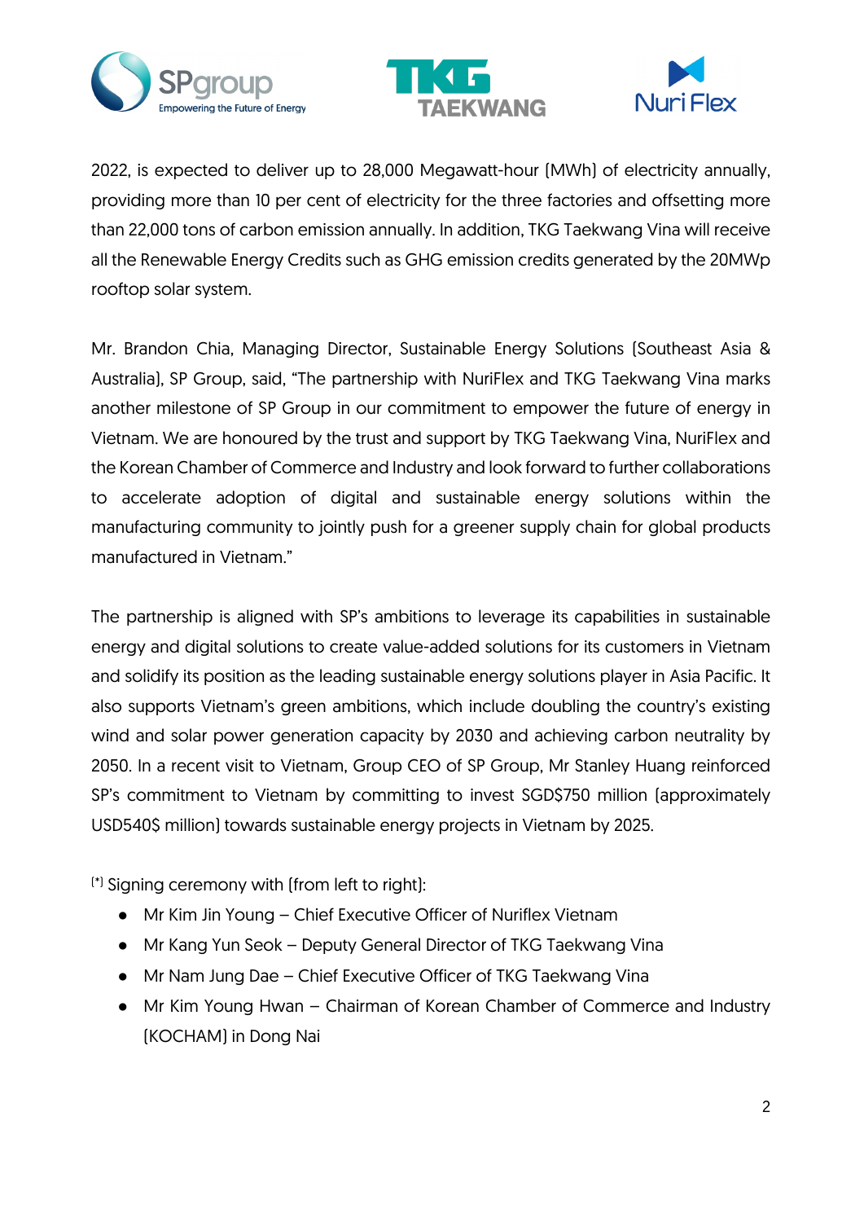2022, is expected to deliver up to 28,000 Megawatt-hour (MWh) of electricity annually, providing more than 10 per cent of electricity for the three factories and offsetting more than 22,000 tons of carbon emission annually. In addition, TKG Taekwang Vina will receive all the Renewable Energy Credits such as GHG emission credits generated by the 20MWp rooftop solar system.

Mr. Brandon Chia, Managing Director, Sustainable Energy Solutions (Southeast Asia & Australia), SP Group, said, "The partnership with NuriFlex and TKG Taekwang Vina marks another milestone of SP Group in our commitment to empower the future of energy in Vietnam. We are honoured by the trust and support by TKG Taekwang Vina, NuriFlex and the Korean Chamber of Commerce and Industry and look forward to further collaborations to accelerate adoption of digital and sustainable energy solutions within the manufacturing community to jointly push for a greener supply chain for global products manufactured in Vietnam."

The partnership is aligned with SP's ambitions to leverage its capabilities in sustainable energy and digital solutions to create value-added solutions for its customers in Vietnam and solidify its position as the leading sustainable energy solutions player in Asia Pacific. It also supports Vietnam's green ambitions, which include doubling the country's existing wind and solar power generation capacity by 2030 and achieving carbon neutrality by 2050. In a recent visit to Vietnam, Group CEO of SP Group, Mr Stanley Huang reinforced SP's commitment to Vietnam by committing to invest SGD$750 million (approximately USD540$ million) towards sustainable energy projects in Vietnam by 2025.

[*] Signing ceremony with (from left to right):

- Mr Kim Jin Young – Chief Executive Officer of Nuriflex Vietnam
- Mr Kang Yun Seok – Deputy General Director of TKG Taekwang Vina
- Mr Nam Jung Dae – Chief Executive Officer of TKG Taekwang Vina
- Mr Kim Young Hwan – Chairman of Korean Chamber of Commerce and Industry (KOCHAM) in Dong Nai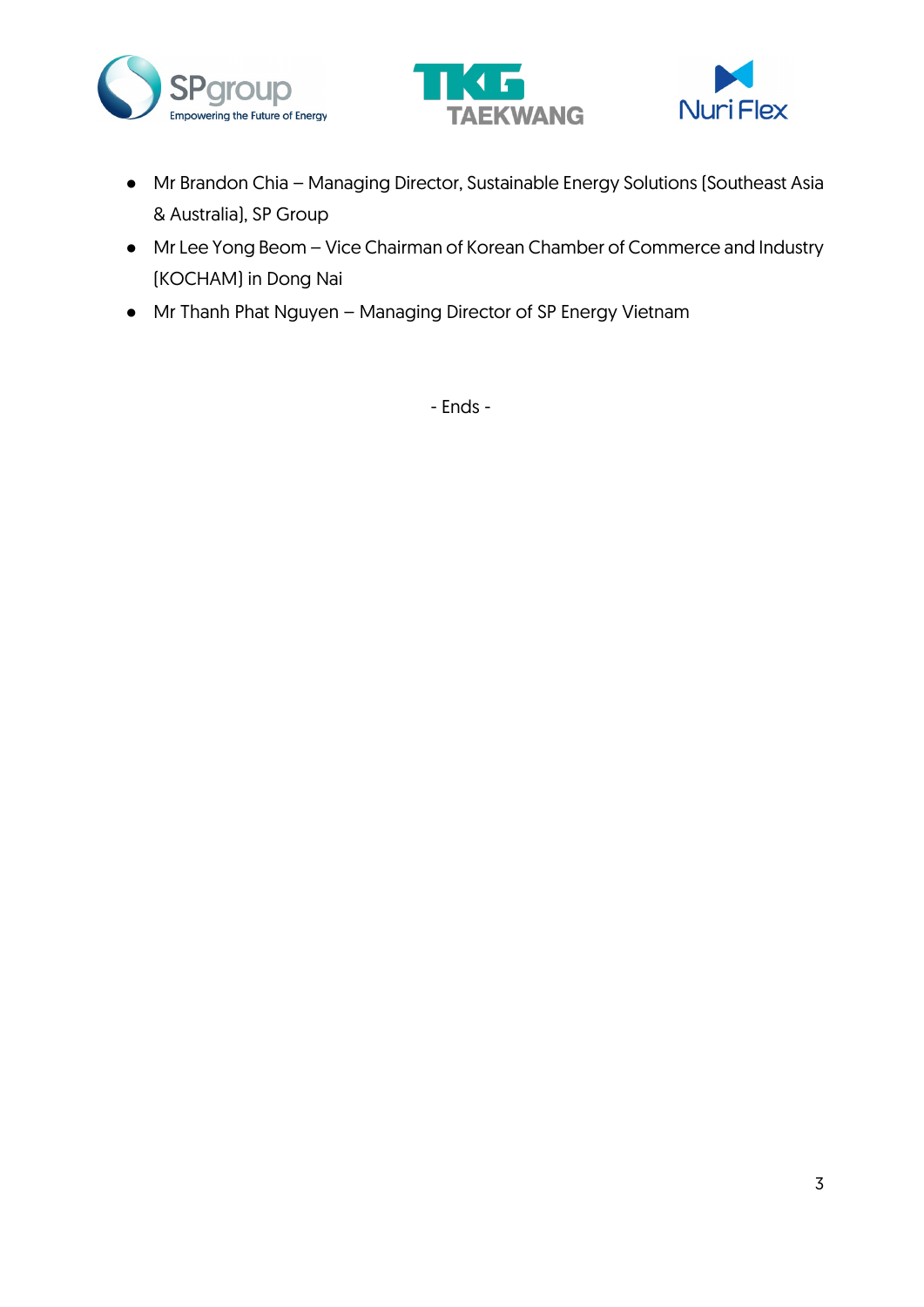- Mr Brandon Chia – Managing Director, Sustainable Energy Solutions (Southeast Asia & Australia), SP Group
- Mr Lee Yong Beom – Vice Chairman of Korean Chamber of Commerce and Industry (KOCHAM) in Dong Nai
- Mr Thanh Phat Nguyen – Managing Director of SP Energy Vietnam

- Ends -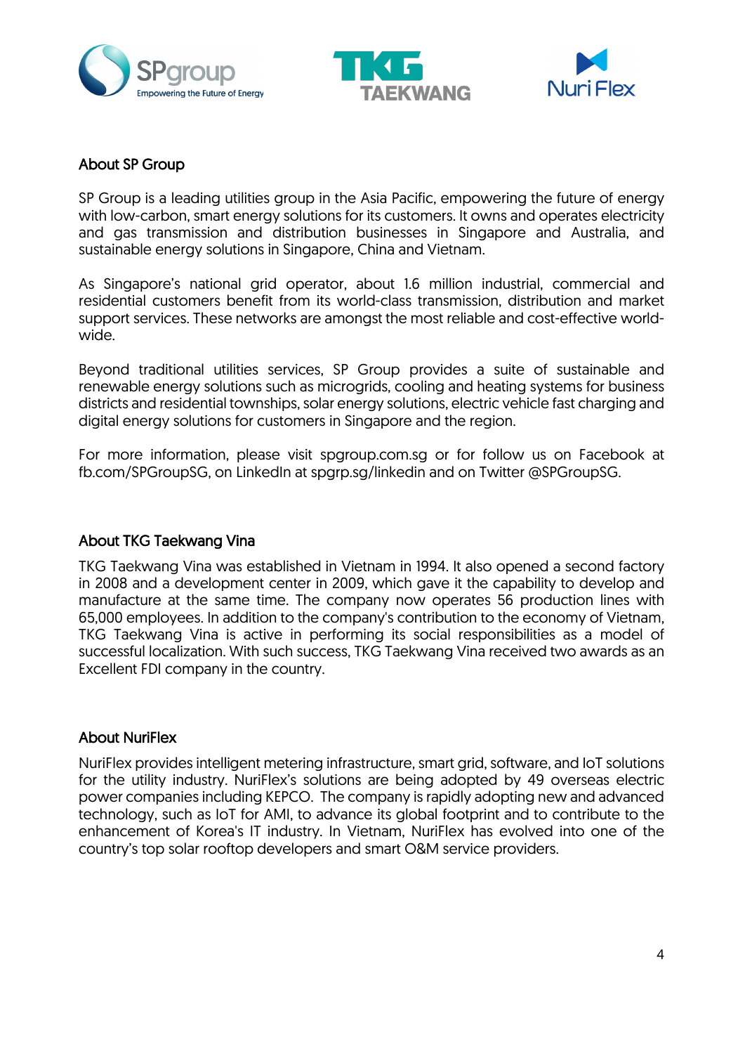## About SP Group

SP Group is a leading utilities group in the Asia Pacific, empowering the future of energy with low-carbon, smart energy solutions for its customers. It owns and operates electricity and gas transmission and distribution businesses in Singapore and Australia, and sustainable energy solutions in Singapore, China and Vietnam.

As Singapore's national grid operator, about 1.6 million industrial, commercial and residential customers benefit from its world-class transmission, distribution and market support services. These networks are amongst the most reliable and cost-effective world-wide.

Beyond traditional utilities services, SP Group provides a suite of sustainable and renewable energy solutions such as microgrids, cooling and heating systems for business districts and residential townships, solar energy solutions, electric vehicle fast charging and digital energy solutions for customers in Singapore and the region.

For more information, please visit spgroup.com.sg or for follow us on Facebook at fb.com/SPGroupSG, on LinkedIn at spgrp.sg/linkedin and on Twitter @SPGroupSG.

## About TKG Taekwang Vina

TKG Taekwang Vina was established in Vietnam in 1994. It also opened a second factory in 2008 and a development center in 2009, which gave it the capability to develop and manufacture at the same time. The company now operates 56 production lines with 65,000 employees. In addition to the company's contribution to the economy of Vietnam, TKG Taekwang Vina is active in performing its social responsibilities as a model of successful localization. With such success, TKG Taekwang Vina received two awards as an Excellent FDI company in the country.

## About NuriFlex

NuriFlex provides intelligent metering infrastructure, smart grid, software, and IoT solutions for the utility industry. NuriFlex's solutions are being adopted by 49 overseas electric power companies including KEPCO. The company is rapidly adopting new and advanced technology, such as IoT for AMI, to advance its global footprint and to contribute to the enhancement of Korea's IT industry. In Vietnam, NuriFlex has evolved into one of the country's top solar rooftop developers and smart O&M service providers.